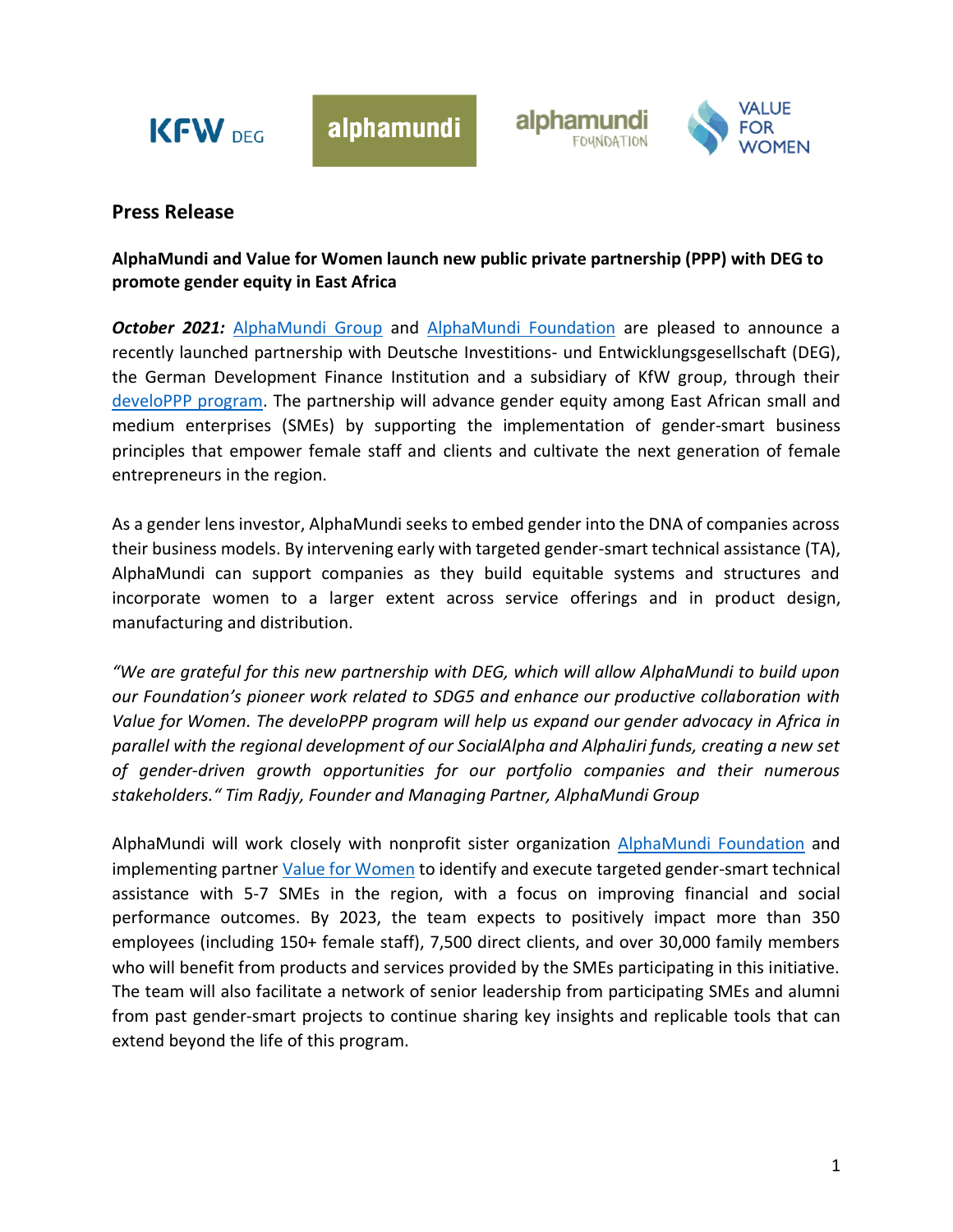## Press Release

**AlphaMundi and Value for Women launch new public private partnership (PPP) with DEG to promote gender equity in East Africa**

***October 2021:*** AlphaMundi Group and AlphaMundi Foundation are pleased to announce a recently launched partnership with Deutsche Investitions- und Entwicklungsgesellschaft (DEG), the German Development Finance Institution and a subsidiary of KfW group, through their develoPPP program. The partnership will advance gender equity among East African small and medium enterprises (SMEs) by supporting the implementation of gender-smart business principles that empower female staff and clients and cultivate the next generation of female entrepreneurs in the region.

As a gender lens investor, AlphaMundi seeks to embed gender into the DNA of companies across their business models. By intervening early with targeted gender-smart technical assistance (TA), AlphaMundi can support companies as they build equitable systems and structures and incorporate women to a larger extent across service offerings and in product design, manufacturing and distribution.

*"We are grateful for this new partnership with DEG, which will allow AlphaMundi to build upon our Foundation's pioneer work related to SDG5 and enhance our productive collaboration with Value for Women. The develoPPP program will help us expand our gender advocacy in Africa in parallel with the regional development of our SocialAlpha and AlphaJiri funds, creating a new set of gender-driven growth opportunities for our portfolio companies and their numerous stakeholders." Tim Radjy, Founder and Managing Partner, AlphaMundi Group*

AlphaMundi will work closely with nonprofit sister organization AlphaMundi Foundation and implementing partner Value for Women to identify and execute targeted gender-smart technical assistance with 5-7 SMEs in the region, with a focus on improving financial and social performance outcomes. By 2023, the team expects to positively impact more than 350 employees (including 150+ female staff), 7,500 direct clients, and over 30,000 family members who will benefit from products and services provided by the SMEs participating in this initiative. The team will also facilitate a network of senior leadership from participating SMEs and alumni from past gender-smart projects to continue sharing key insights and replicable tools that can extend beyond the life of this program.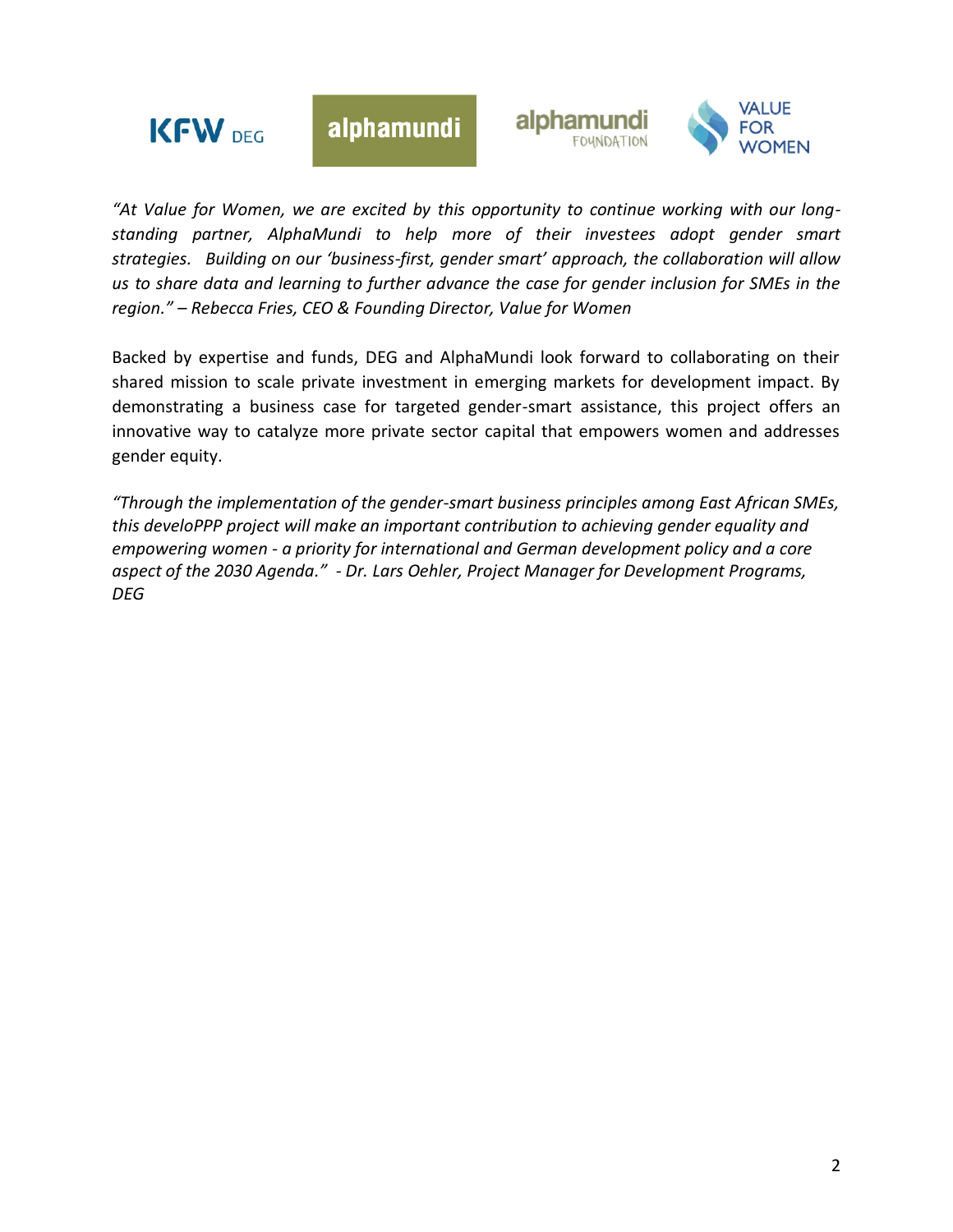*"At Value for Women, we are excited by this opportunity to continue working with our long-standing partner, AlphaMundi to help more of their investees adopt gender smart strategies. Building on our 'business-first, gender smart' approach, the collaboration will allow us to share data and learning to further advance the case for gender inclusion for SMEs in the region." – Rebecca Fries, CEO & Founding Director, Value for Women*

Backed by expertise and funds, DEG and AlphaMundi look forward to collaborating on their shared mission to scale private investment in emerging markets for development impact. By demonstrating a business case for targeted gender-smart assistance, this project offers an innovative way to catalyze more private sector capital that empowers women and addresses gender equity.

*"Through the implementation of the gender-smart business principles among East African SMEs, this develoPPP project will make an important contribution to achieving gender equality and empowering women - a priority for international and German development policy and a core aspect of the 2030 Agenda." - Dr. Lars Oehler, Project Manager for Development Programs, DEG*